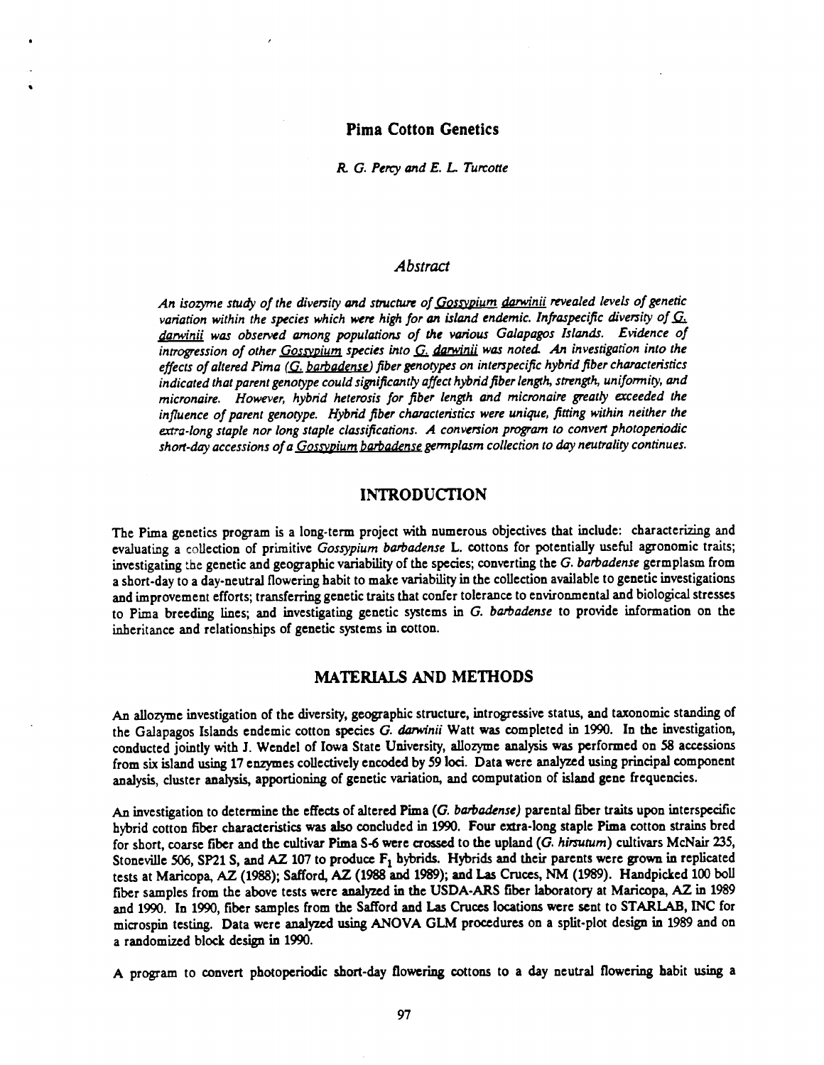# Pima Cotton Genetics

*R. G. Percy and E. L. Turcotte*

## *Abstract*

*An isozyme study of the diversity and structure of Gossypium darwinii revealed levels of genetic variation within the species which were high for an island endemic. Infraspecific diversity of G. darwinii was observed among populations of the various Galapagos Islands. Evidence of introgression of other Gossypium species into G. darwinii was noted. An investigation into the effects of altered Pima (G. barbadense) fiber genotypes on interspecific hybrid fiber characteristics indicated that parent genotype could significantly affect hybrid fiber length, strength, uniformity, and micronaire. However, hybrid heterosis for fiber length and micronaire greatly exceeded the influence of parent genotype. Hybrid fiber characteristics were unique, fitting within neither the extra-long staple nor long staple classifications. A conversion program to convert photoperiodic short-day accessions of a Gossypium barbadense germplasm collection to day neutrality continues.*

## INTRODUCTION

The Pima genetics program is a long-term project with numerous objectives that include: characterizing and evaluating a collection of primitive *Gossypium barbadense* L. cottons for potentially useful agronomic traits; investigating the genetic and geographic variability of the species; converting the *G. barbadense* germplasm from a short-day to a day-neutral flowering habit to make variability in the collection available to genetic investigations and improvement efforts; transferring genetic traits that confer tolerance to environmental and biological stresses to Pima breeding lines; and investigating genetic systems in *G. barbadense* to provide information on the inheritance and relationships of genetic systems in cotton.

## MATERIALS AND METHODS

An allozyme investigation of the diversity, geographic structure, introgressive status, and taxonomic standing of the Galapagos Islands endemic cotton species *G. darwinii* Watt was completed in 1990. In the investigation, conducted jointly with J. Wendel of Iowa State University, allozyme analysis was performed on 58 accessions from six island using 17 enzymes collectively encoded by 59 loci. Data were analyzed using principal component analysis, cluster analysis, apportioning of genetic variation, and computation of island gene frequencies.

An investigation to determine the effects of altered Pima (*G. barbadense*) parental fiber traits upon interspecific hybrid cotton fiber characteristics was also concluded in 1990. Four extra-long staple Pima cotton strains bred for short, coarse fiber and the cultivar Pima S-6 were crossed to the upland (*G. hirsutum*) cultivars McNair 235, Stoneville 506, SP21 S, and AZ 107 to produce $F_1$ hybrids. Hybrids and their parents were grown in replicated tests at Maricopa, AZ (1988); Safford, AZ (1988 and 1989); and Las Cruces, NM (1989). Handpicked 100 boll fiber samples from the above tests were analyzed in the USDA-ARS fiber laboratory at Maricopa, AZ in 1989 and 1990. In 1990, fiber samples from the Safford and Las Cruces locations were sent to STARLAB, INC for microspin testing. Data were analyzed using ANOVA GLM procedures on a split-plot design in 1989 and on a randomized block design in 1990.

A program to convert photoperiodic short-day flowering cottons to a day neutral flowering habit using a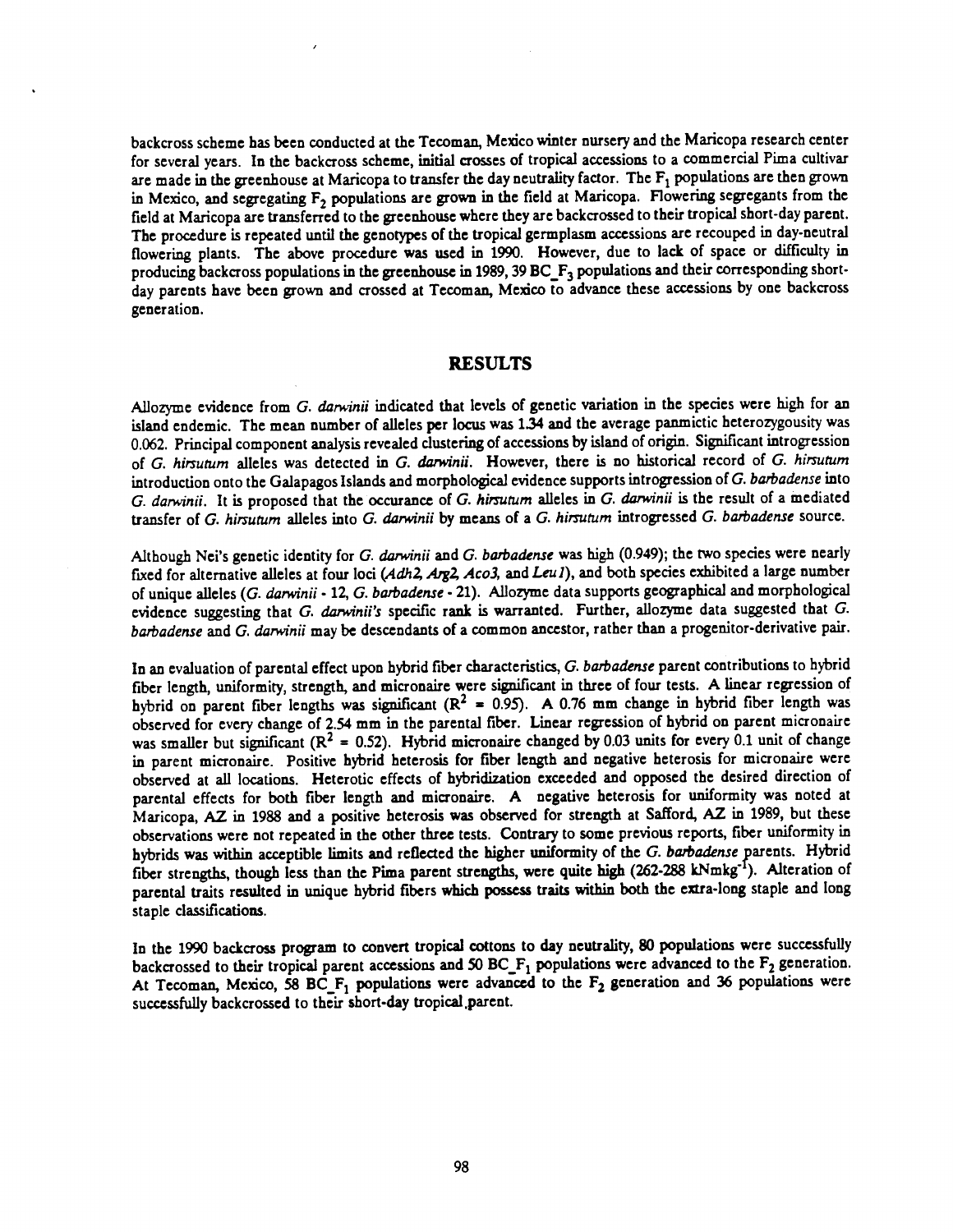backcross scheme has been conducted at the Tecoman, Mexico winter nursery and the Maricopa research center for several years. In the backcross scheme, initial crosses of tropical accessions to a commercial Pima cultivar are made in the greenhouse at Maricopa to transfer the day neutrality factor. The $F_1$ populations are then grown in Mexico, and segregating $F_2$ populations are grown in the field at Maricopa. Flowering segregants from the field at Maricopa are transferred to the greenhouse where they are backcrossed to their tropical short-day parent. The procedure is repeated until the genotypes of the tropical germplasm accessions are recouped in day-neutral flowering plants. The above procedure was used in 1990. However, due to lack of space or difficulty in producing backcross populations in the greenhouse in 1989, 39 $BC\_F_3$ populations and their corresponding short-day parents have been grown and crossed at Tecoman, Mexico to advance these accessions by one backcross generation.

## RESULTS

Allozyme evidence from *G. darwinii* indicated that levels of genetic variation in the species were high for an island endemic. The mean number of alleles per locus was 1.34 and the average panmictic heterozygousity was 0.062. Principal component analysis revealed clustering of accessions by island of origin. Significant introgression of *G. hirsutum* alleles was detected in *G. darwinii*. However, there is no historical record of *G. hirsutum* introduction onto the Galapagos Islands and morphological evidence supports introgression of *G. barbadense* into *G. darwinii*. It is proposed that the occurance of *G. hirsutum* alleles in *G. darwinii* is the result of a mediated transfer of *G. hirsutum* alleles into *G. darwinii* by means of a *G. hirsutum* introgressed *G. barbadense* source.

Although Nei's genetic identity for *G. darwinii* and *G. barbadense* was high (0.949); the two species were nearly fixed for alternative alleles at four loci (*Adh2, Arg2, Aco3,* and *Leu1*), and both species exhibited a large number of unique alleles (*G. darwinii* - 12, *G. barbadense* - 21). Allozyme data supports geographical and morphological evidence suggesting that *G. darwinii's* specific rank is warranted. Further, allozyme data suggested that *G. barbadense* and *G. darwinii* may be descendants of a common ancestor, rather than a progenitor-derivative pair.

In an evaluation of parental effect upon hybrid fiber characteristics, *G. barbadense* parent contributions to hybrid fiber length, uniformity, strength, and micronaire were significant in three of four tests. A linear regression of hybrid on parent fiber lengths was significant ($R^2 = 0.95$). A 0.76 mm change in hybrid fiber length was observed for every change of 2.54 mm in the parental fiber. Linear regression of hybrid on parent micronaire was smaller but significant ($R^2 = 0.52$). Hybrid micronaire changed by 0.03 units for every 0.1 unit of change in parent micronaire. Positive hybrid heterosis for fiber length and negative heterosis for micronaire were observed at all locations. Heterotic effects of hybridization exceeded and opposed the desired direction of parental effects for both fiber length and micronaire. A negative heterosis for uniformity was noted at Maricopa, AZ in 1988 and a positive heterosis was observed for strength at Safford, AZ in 1989, but these observations were not repeated in the other three tests. Contrary to some previous reports, fiber uniformity in hybrids was within acceptible limits and reflected the higher uniformity of the *G. barbadense* parents. Hybrid fiber strengths, though less than the Pima parent strengths, were quite high (262-288 $kNmkg^{-1}$). Alteration of parental traits resulted in unique hybrid fibers which possess traits within both the extra-long staple and long staple classifications.

In the 1990 backcross program to convert tropical cottons to day neutrality, 80 populations were successfully backcrossed to their tropical parent accessions and 50 $BC\_F_1$ populations were advanced to the $F_2$ generation. At Tecoman, Mexico, 58 $BC\_F_1$ populations were advanced to the $F_2$ generation and 36 populations were successfully backcrossed to their short-day tropical parent.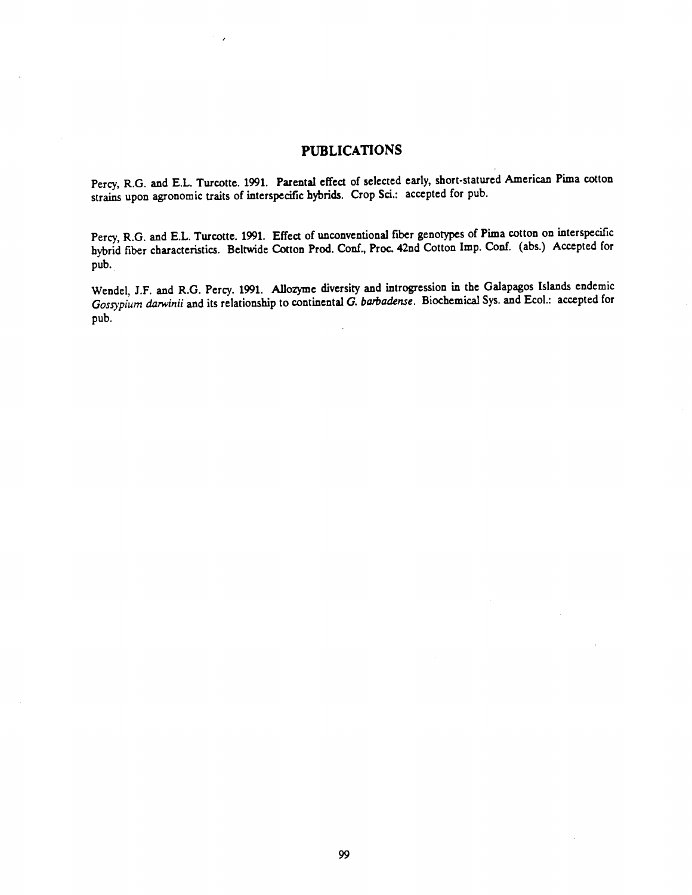## PUBLICATIONS

Percy, R.G. and E.L. Turcotte. 1991. Parental effect of selected early, short-statured American Pima cotton strains upon agronomic traits of interspecific hybrids. Crop Sci.: accepted for pub.

Percy, R.G. and E.L. Turcotte. 1991. Effect of unconventional fiber genotypes of Pima cotton on interspecific hybrid fiber characteristics. Beltwide Cotton Prod. Conf., Proc. 42nd Cotton Imp. Conf. (abs.) Accepted for pub.

Wendel, J.F. and R.G. Percy. 1991. Allozyme diversity and introgression in the Galapagos Islands endemic *Gossypium darwinii* and its relationship to continental *G. barbadense*. Biochemical Sys. and Ecol.: accepted for pub.